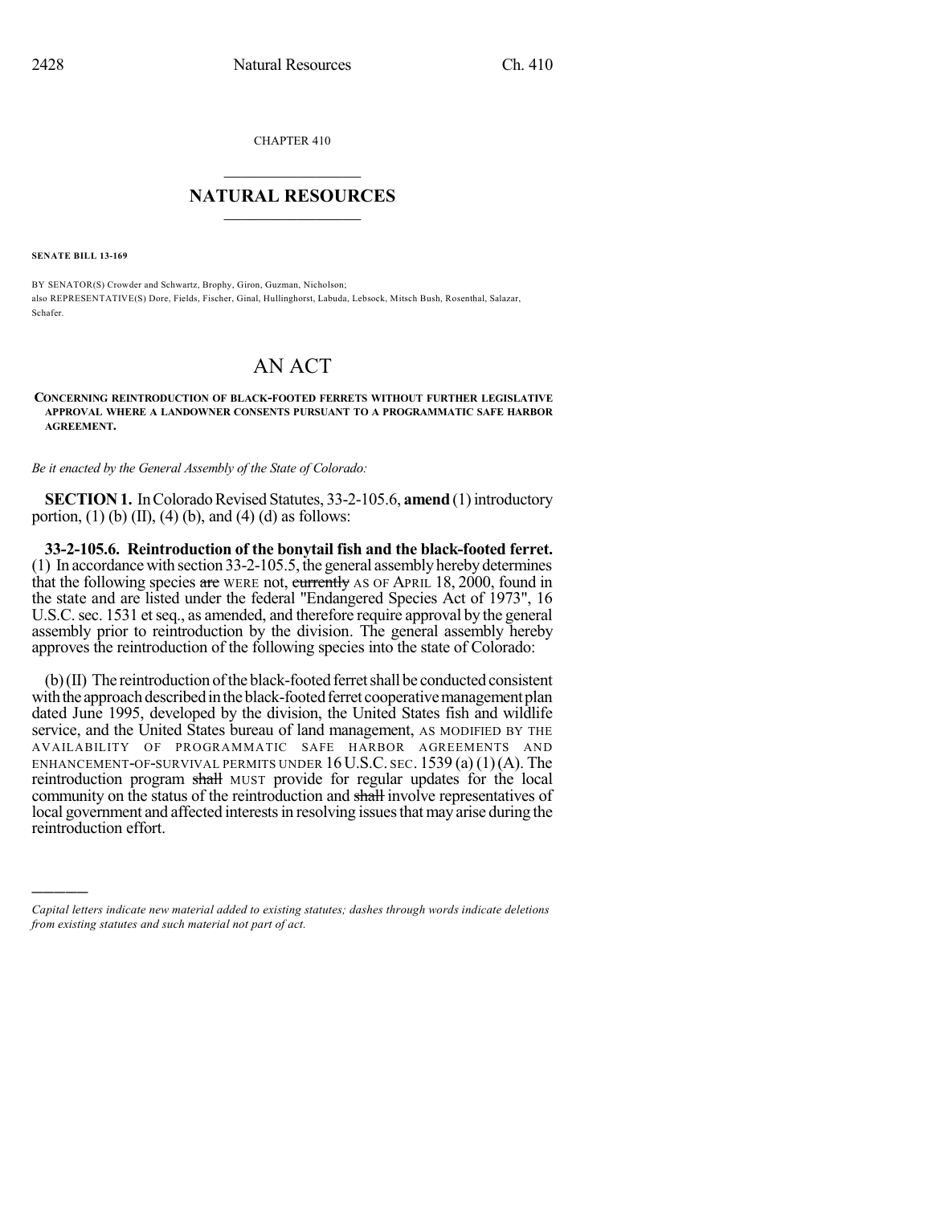CHAPTER 410

## NATURAL RESOURCES

**SENATE BILL 13-169**

BY SENATOR(S) Crowder and Schwartz, Brophy, Giron, Guzman, Nicholson;
also REPRESENTATIVE(S) Dore, Fields, Fischer, Ginal, Hullinghorst, Labuda, Lebsock, Mitsch Bush, Rosenthal, Salazar, Schafer.

# AN ACT

**CONCERNING REINTRODUCTION OF BLACK-FOOTED FERRETS WITHOUT FURTHER LEGISLATIVE APPROVAL WHERE A LANDOWNER CONSENTS PURSUANT TO A PROGRAMMATIC SAFE HARBOR AGREEMENT.**

*Be it enacted by the General Assembly of the State of Colorado:*

**SECTION 1.** In Colorado Revised Statutes, 33-2-105.6, **amend** (1) introductory portion, (1) (b) (II), (4) (b), and (4) (d) as follows:

**33-2-105.6. Reintroduction of the bonytail fish and the black-footed ferret.** (1) In accordance with section 33-2-105.5, the general assembly hereby determines that the following species ~~are~~ WERE not, ~~currently~~ AS OF APRIL 18, 2000, found in the state and are listed under the federal "Endangered Species Act of 1973", 16 U.S.C. sec. 1531 et seq., as amended, and therefore require approval by the general assembly prior to reintroduction by the division. The general assembly hereby approves the reintroduction of the following species into the state of Colorado:

(b) (II) The reintroduction of the black-footed ferret shall be conducted consistent with the approach described in the black-footed ferret cooperative management plan dated June 1995, developed by the division, the United States fish and wildlife service, and the United States bureau of land management, AS MODIFIED BY THE AVAILABILITY OF PROGRAMMATIC SAFE HARBOR AGREEMENTS AND ENHANCEMENT-OF-SURVIVAL PERMITS UNDER 16 U.S.C. SEC. 1539 (a) (1) (A). The reintroduction program ~~shall~~ MUST provide for regular updates for the local community on the status of the reintroduction and ~~shall~~ involve representatives of local government and affected interests in resolving issues that may arise during the reintroduction effort.

---

*Capital letters indicate new material added to existing statutes; dashes through words indicate deletions from existing statutes and such material not part of act.*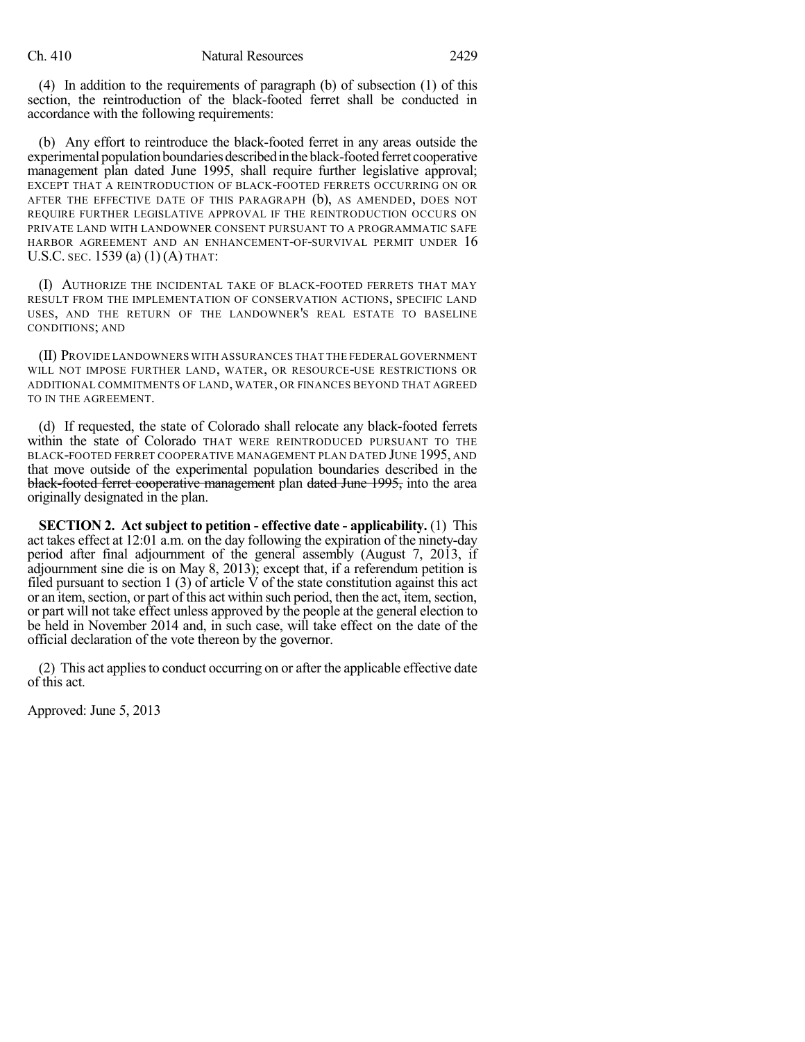(4) In addition to the requirements of paragraph (b) of subsection (1) of this section, the reintroduction of the black-footed ferret shall be conducted in accordance with the following requirements:

(b) Any effort to reintroduce the black-footed ferret in any areas outside the experimental population boundaries described in the black-footed ferret cooperative management plan dated June 1995, shall require further legislative approval; EXCEPT THAT A REINTRODUCTION OF BLACK-FOOTED FERRETS OCCURRING ON OR AFTER THE EFFECTIVE DATE OF THIS PARAGRAPH (b), AS AMENDED, DOES NOT REQUIRE FURTHER LEGISLATIVE APPROVAL IF THE REINTRODUCTION OCCURS ON PRIVATE LAND WITH LANDOWNER CONSENT PURSUANT TO A PROGRAMMATIC SAFE HARBOR AGREEMENT AND AN ENHANCEMENT-OF-SURVIVAL PERMIT UNDER 16 U.S.C. SEC. 1539 (a) (1) (A) THAT:

(I) AUTHORIZE THE INCIDENTAL TAKE OF BLACK-FOOTED FERRETS THAT MAY RESULT FROM THE IMPLEMENTATION OF CONSERVATION ACTIONS, SPECIFIC LAND USES, AND THE RETURN OF THE LANDOWNER'S REAL ESTATE TO BASELINE CONDITIONS; AND

(II) PROVIDE LANDOWNERS WITH ASSURANCES THAT THE FEDERAL GOVERNMENT WILL NOT IMPOSE FURTHER LAND, WATER, OR RESOURCE-USE RESTRICTIONS OR ADDITIONAL COMMITMENTS OF LAND, WATER, OR FINANCES BEYOND THAT AGREED TO IN THE AGREEMENT.

(d) If requested, the state of Colorado shall relocate any black-footed ferrets within the state of Colorado THAT WERE REINTRODUCED PURSUANT TO THE BLACK-FOOTED FERRET COOPERATIVE MANAGEMENT PLAN DATED JUNE 1995, AND that move outside of the experimental population boundaries described in the ~~black-footed ferret cooperative management~~ plan ~~dated June 1995,~~ into the area originally designated in the plan.

**SECTION 2. Act subject to petition - effective date - applicability.** (1) This act takes effect at 12:01 a.m. on the day following the expiration of the ninety-day period after final adjournment of the general assembly (August 7, 2013, if adjournment sine die is on May 8, 2013); except that, if a referendum petition is filed pursuant to section 1 (3) of article V of the state constitution against this act or an item, section, or part of this act within such period, then the act, item, section, or part will not take effect unless approved by the people at the general election to be held in November 2014 and, in such case, will take effect on the date of the official declaration of the vote thereon by the governor.

(2) This act applies to conduct occurring on or after the applicable effective date of this act.

Approved: June 5, 2013